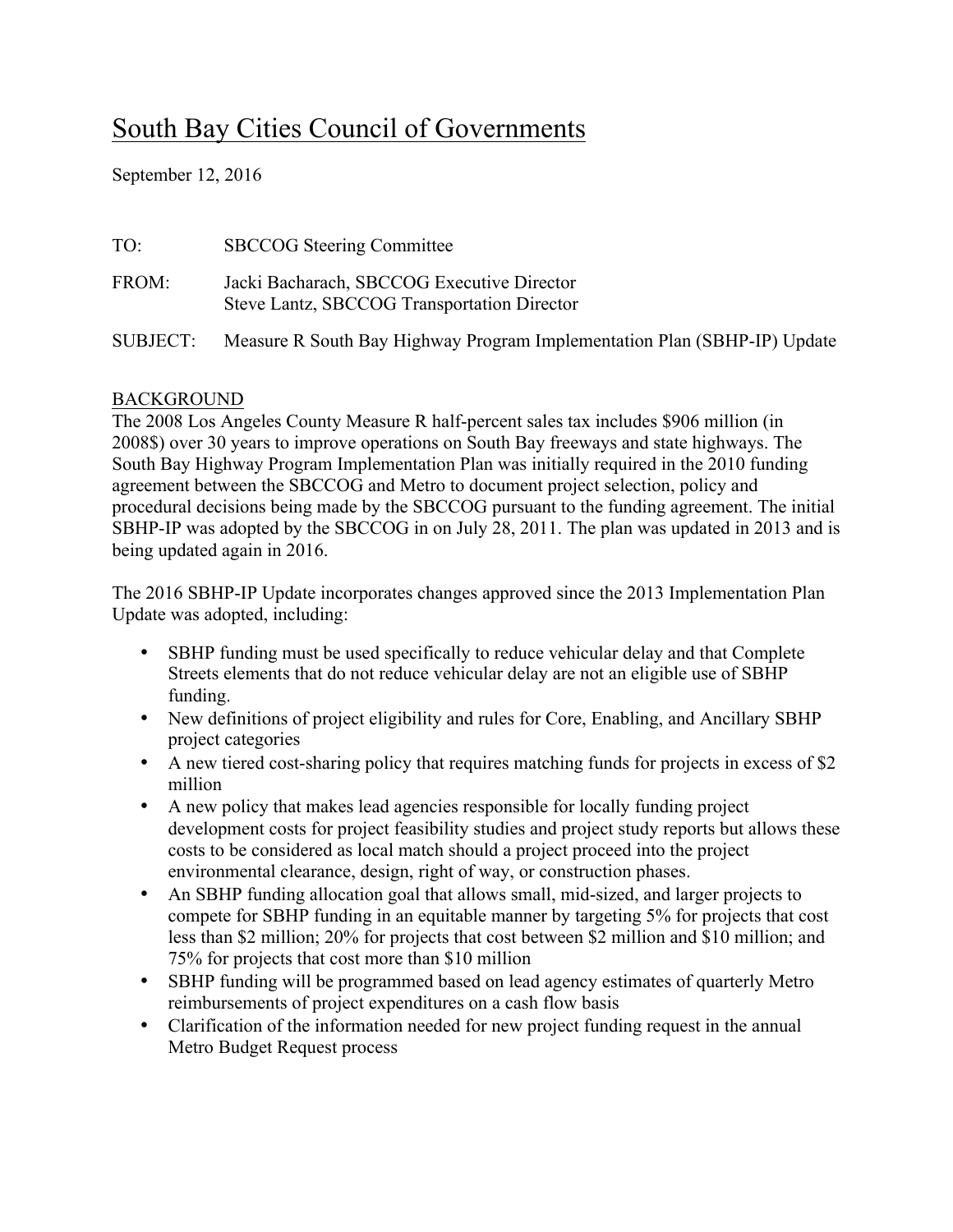# South Bay Cities Council of Governments

September 12, 2016

TO: SBCCOG Steering Committee

FROM: Jacki Bacharach, SBCCOG Executive Director
Steve Lantz, SBCCOG Transportation Director

SUBJECT: Measure R South Bay Highway Program Implementation Plan (SBHP-IP) Update

## BACKGROUND

The 2008 Los Angeles County Measure R half-percent sales tax includes $906 million (in 2008$) over 30 years to improve operations on South Bay freeways and state highways. The South Bay Highway Program Implementation Plan was initially required in the 2010 funding agreement between the SBCCOG and Metro to document project selection, policy and procedural decisions being made by the SBCCOG pursuant to the funding agreement. The initial SBHP-IP was adopted by the SBCCOG in on July 28, 2011. The plan was updated in 2013 and is being updated again in 2016.

The 2016 SBHP-IP Update incorporates changes approved since the 2013 Implementation Plan Update was adopted, including:

- SBHP funding must be used specifically to reduce vehicular delay and that Complete Streets elements that do not reduce vehicular delay are not an eligible use of SBHP funding.
- New definitions of project eligibility and rules for Core, Enabling, and Ancillary SBHP project categories
- A new tiered cost-sharing policy that requires matching funds for projects in excess of $2 million
- A new policy that makes lead agencies responsible for locally funding project development costs for project feasibility studies and project study reports but allows these costs to be considered as local match should a project proceed into the project environmental clearance, design, right of way, or construction phases.
- An SBHP funding allocation goal that allows small, mid-sized, and larger projects to compete for SBHP funding in an equitable manner by targeting 5% for projects that cost less than $2 million; 20% for projects that cost between $2 million and $10 million; and 75% for projects that cost more than $10 million
- SBHP funding will be programmed based on lead agency estimates of quarterly Metro reimbursements of project expenditures on a cash flow basis
- Clarification of the information needed for new project funding request in the annual Metro Budget Request process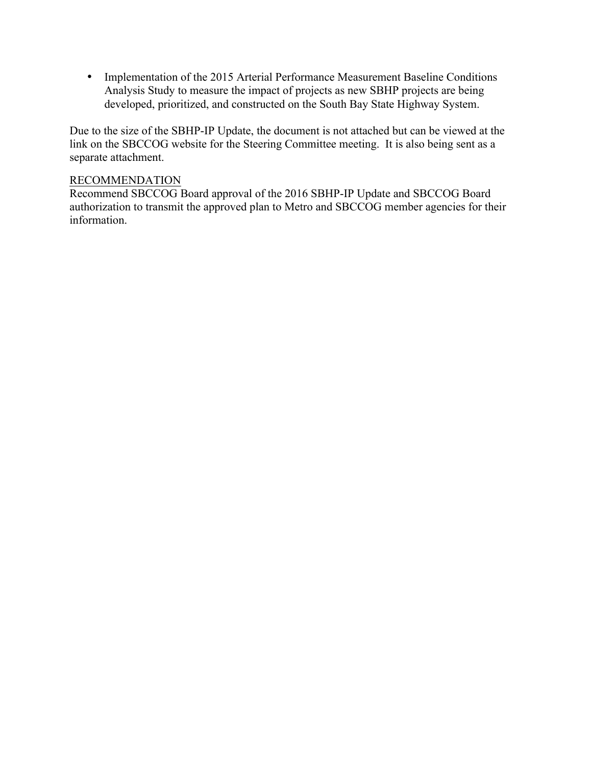- Implementation of the 2015 Arterial Performance Measurement Baseline Conditions Analysis Study to measure the impact of projects as new SBHP projects are being developed, prioritized, and constructed on the South Bay State Highway System.

Due to the size of the SBHP-IP Update, the document is not attached but can be viewed at the link on the SBCCOG website for the Steering Committee meeting. It is also being sent as a separate attachment.

RECOMMENDATION

Recommend SBCCOG Board approval of the 2016 SBHP-IP Update and SBCCOG Board authorization to transmit the approved plan to Metro and SBCCOG member agencies for their information.